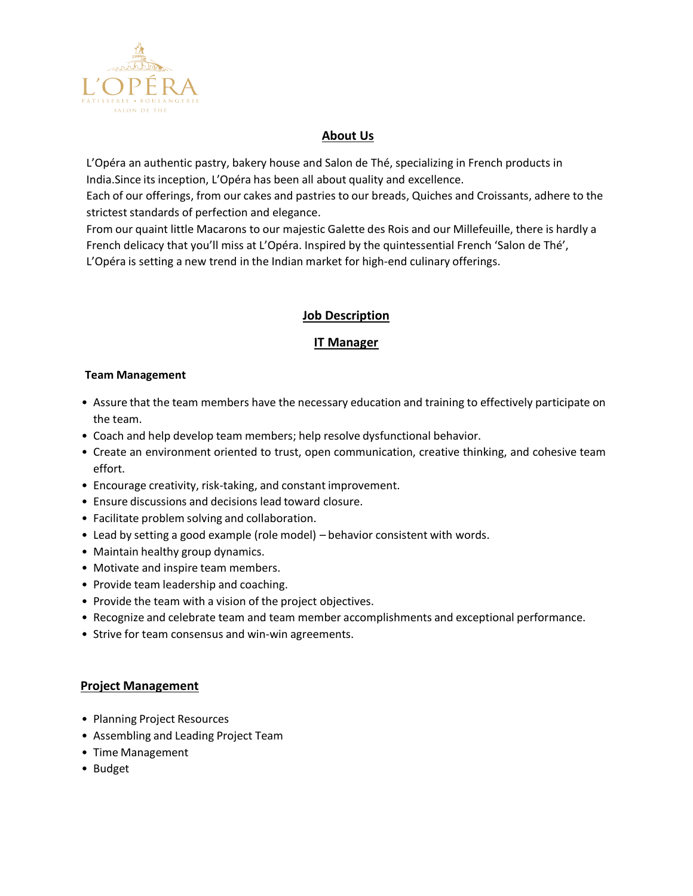L'OPÉRA

PÂTISSERIE • BOULANGERIE

SALON DE THÉ

## About Us

L'Opéra an authentic pastry, bakery house and Salon de Thé, specializing in French products in India.Since its inception, L'Opéra has been all about quality and excellence.

Each of our offerings, from our cakes and pastries to our breads, Quiches and Croissants, adhere to the strictest standards of perfection and elegance.

From our quaint little Macarons to our majestic Galette des Rois and our Millefeuille, there is hardly a French delicacy that you'll miss at L'Opéra. Inspired by the quintessential French 'Salon de Thé', L'Opéra is setting a new trend in the Indian market for high-end culinary offerings.

## Job Description

## IT Manager

**Team Management**

- Assure that the team members have the necessary education and training to effectively participate on the team.
- Coach and help develop team members; help resolve dysfunctional behavior.
- Create an environment oriented to trust, open communication, creative thinking, and cohesive team effort.
- Encourage creativity, risk-taking, and constant improvement.
- Ensure discussions and decisions lead toward closure.
- Facilitate problem solving and collaboration.
- Lead by setting a good example (role model) – behavior consistent with words.
- Maintain healthy group dynamics.
- Motivate and inspire team members.
- Provide team leadership and coaching.
- Provide the team with a vision of the project objectives.
- Recognize and celebrate team and team member accomplishments and exceptional performance.
- Strive for team consensus and win-win agreements.

### Project Management

- Planning Project Resources
- Assembling and Leading Project Team
- Time Management
- Budget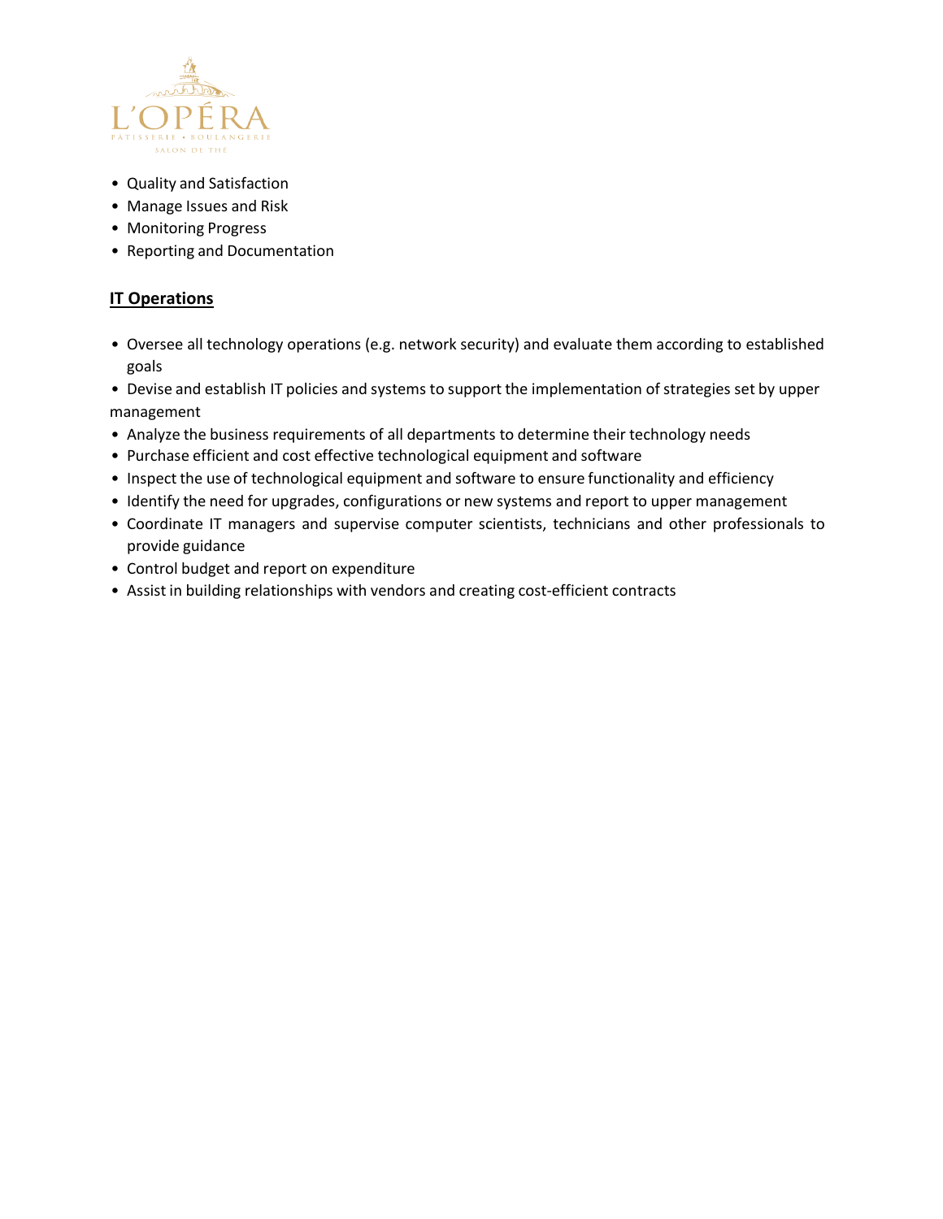- Quality and Satisfaction
- Manage Issues and Risk
- Monitoring Progress
- Reporting and Documentation

## IT Operations

- Oversee all technology operations (e.g. network security) and evaluate them according to established goals
- Devise and establish IT policies and systems to support the implementation of strategies set by upper management
- Analyze the business requirements of all departments to determine their technology needs
- Purchase efficient and cost effective technological equipment and software
- Inspect the use of technological equipment and software to ensure functionality and efficiency
- Identify the need for upgrades, configurations or new systems and report to upper management
- Coordinate IT managers and supervise computer scientists, technicians and other professionals to provide guidance
- Control budget and report on expenditure
- Assist in building relationships with vendors and creating cost-efficient contracts